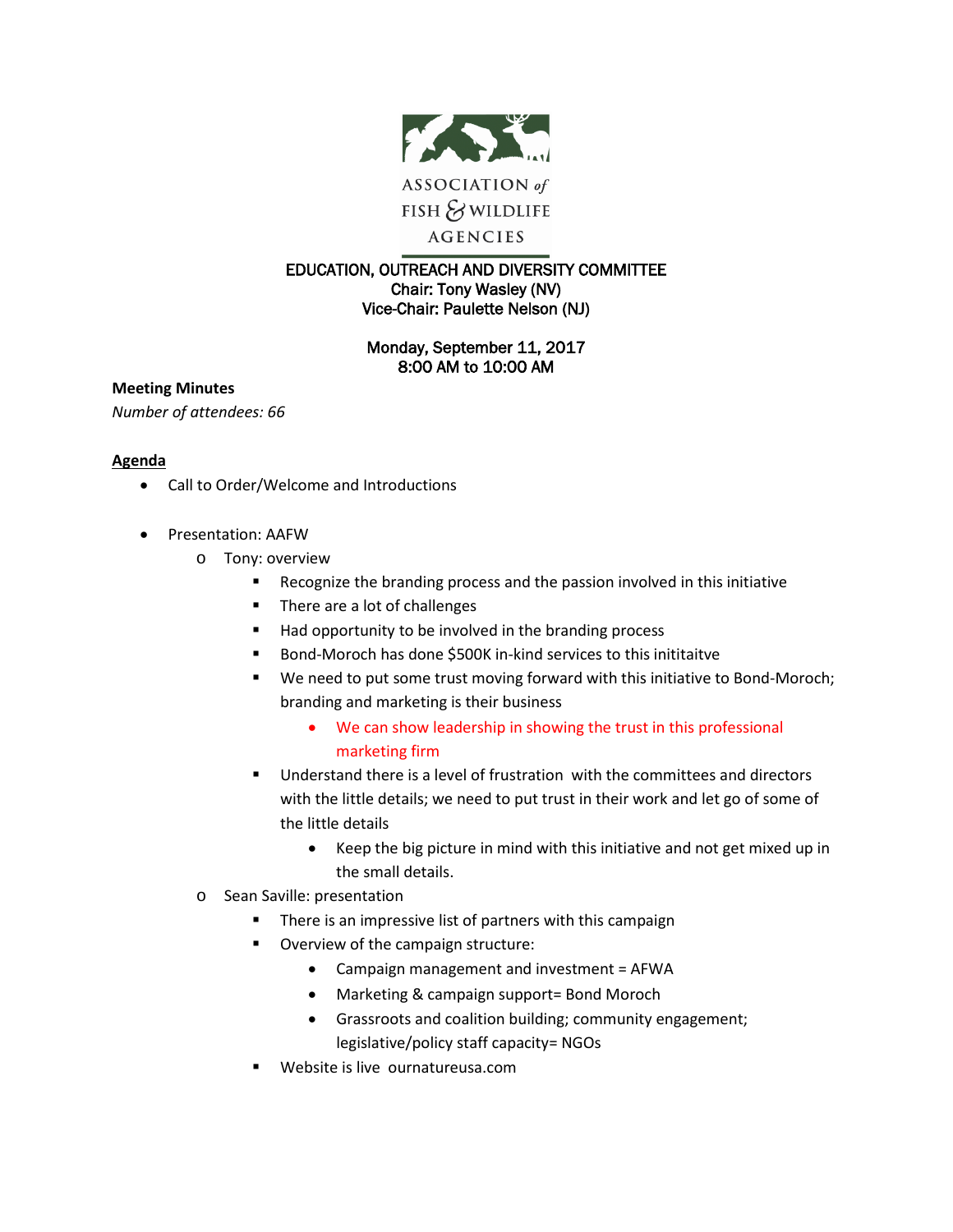ASSOCIATION *of* FISH & WILDLIFE AGENCIES

**EDUCATION, OUTREACH AND DIVERSITY COMMITTEE**
**Chair: Tony Wasley (NV)**
**Vice-Chair: Paulette Nelson (NJ)**

**Monday, September 11, 2017**
**8:00 AM to 10:00 AM**

**Meeting Minutes**

*Number of attendees: 66*

**Agenda**

- Call to Order/Welcome and Introductions
- Presentation: AAFW
  - Tony: overview
    - Recognize the branding process and the passion involved in this initiative
    - There are a lot of challenges
    - Had opportunity to be involved in the branding process
    - Bond-Moroch has done $500K in-kind services to this inititaitve
    - We need to put some trust moving forward with this initiative to Bond-Moroch; branding and marketing is their business
      - We can show leadership in showing the trust in this professional marketing firm
    - Understand there is a level of frustration with the committees and directors with the little details; we need to put trust in their work and let go of some of the little details
      - Keep the big picture in mind with this initiative and not get mixed up in the small details.
  - Sean Saville: presentation
    - There is an impressive list of partners with this campaign
    - Overview of the campaign structure:
      - Campaign management and investment = AFWA
      - Marketing & campaign support= Bond Moroch
      - Grassroots and coalition building; community engagement; legislative/policy staff capacity= NGOs
    - Website is live ournatureusa.com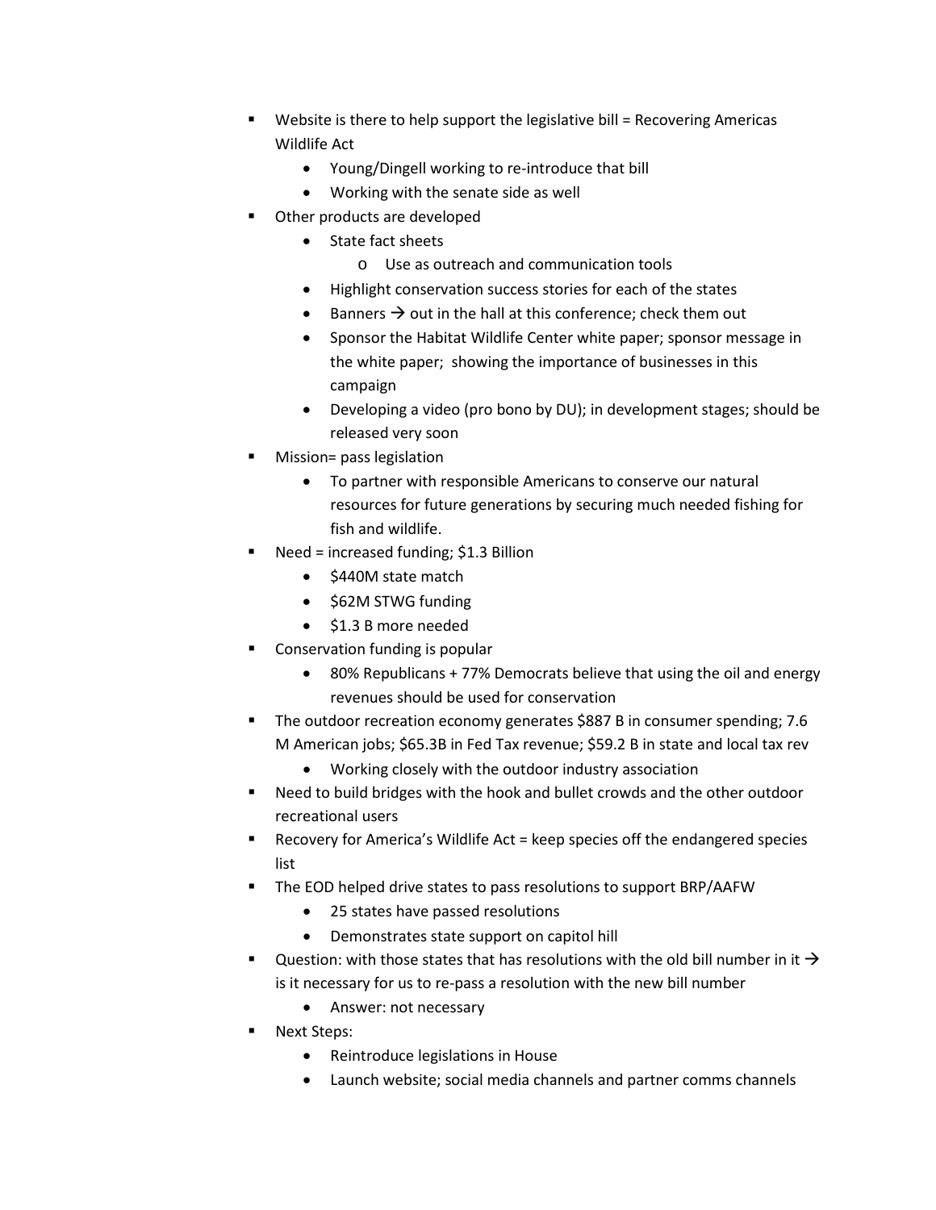- Website is there to help support the legislative bill = Recovering Americas Wildlife Act
    - Young/Dingell working to re-introduce that bill
    - Working with the senate side as well
- Other products are developed
    - State fact sheets
        - Use as outreach and communication tools
    - Highlight conservation success stories for each of the states
    - Banners → out in the hall at this conference; check them out
    - Sponsor the Habitat Wildlife Center white paper; sponsor message in the white paper; showing the importance of businesses in this campaign
    - Developing a video (pro bono by DU); in development stages; should be released very soon
- Mission= pass legislation
    - To partner with responsible Americans to conserve our natural resources for future generations by securing much needed fishing for fish and wildlife.
- Need = increased funding; $1.3 Billion
    - $440M state match
    - $62M STWG funding
    - $1.3 B more needed
- Conservation funding is popular
    - 80% Republicans + 77% Democrats believe that using the oil and energy revenues should be used for conservation
- The outdoor recreation economy generates $887 B in consumer spending; 7.6 M American jobs; $65.3B in Fed Tax revenue; $59.2 B in state and local tax rev
    - Working closely with the outdoor industry association
- Need to build bridges with the hook and bullet crowds and the other outdoor recreational users
- Recovery for America's Wildlife Act = keep species off the endangered species list
- The EOD helped drive states to pass resolutions to support BRP/AAFW
    - 25 states have passed resolutions
    - Demonstrates state support on capitol hill
- Question: with those states that has resolutions with the old bill number in it → is it necessary for us to re-pass a resolution with the new bill number
    - Answer: not necessary
- Next Steps:
    - Reintroduce legislations in House
    - Launch website; social media channels and partner comms channels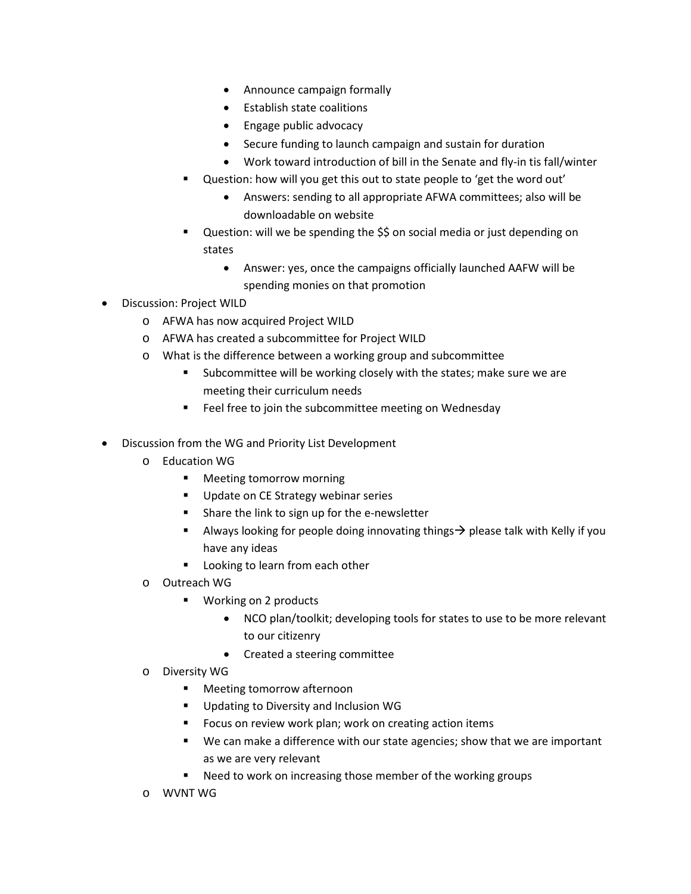- Announce campaign formally
        - Establish state coalitions
        - Engage public advocacy
        - Secure funding to launch campaign and sustain for duration
        - Work toward introduction of bill in the Senate and fly-in tis fall/winter
      - Question: how will you get this out to state people to 'get the word out'
        - Answers: sending to all appropriate AFWA committees; also will be downloadable on website
      - Question: will we be spending the $$ on social media or just depending on states
        - Answer: yes, once the campaigns officially launched AAFW will be spending monies on that promotion
- Discussion: Project WILD
  - AFWA has now acquired Project WILD
  - AFWA has created a subcommittee for Project WILD
  - What is the difference between a working group and subcommittee
    - Subcommittee will be working closely with the states; make sure we are meeting their curriculum needs
    - Feel free to join the subcommittee meeting on Wednesday

- Discussion from the WG and Priority List Development
  - Education WG
    - Meeting tomorrow morning
    - Update on CE Strategy webinar series
    - Share the link to sign up for the e-newsletter
    - Always looking for people doing innovating things→ please talk with Kelly if you have any ideas
    - Looking to learn from each other
  - Outreach WG
    - Working on 2 products
      - NCO plan/toolkit; developing tools for states to use to be more relevant to our citizenry
      - Created a steering committee
  - Diversity WG
    - Meeting tomorrow afternoon
    - Updating to Diversity and Inclusion WG
    - Focus on review work plan; work on creating action items
    - We can make a difference with our state agencies; show that we are important as we are very relevant
    - Need to work on increasing those member of the working groups
  - WVNT WG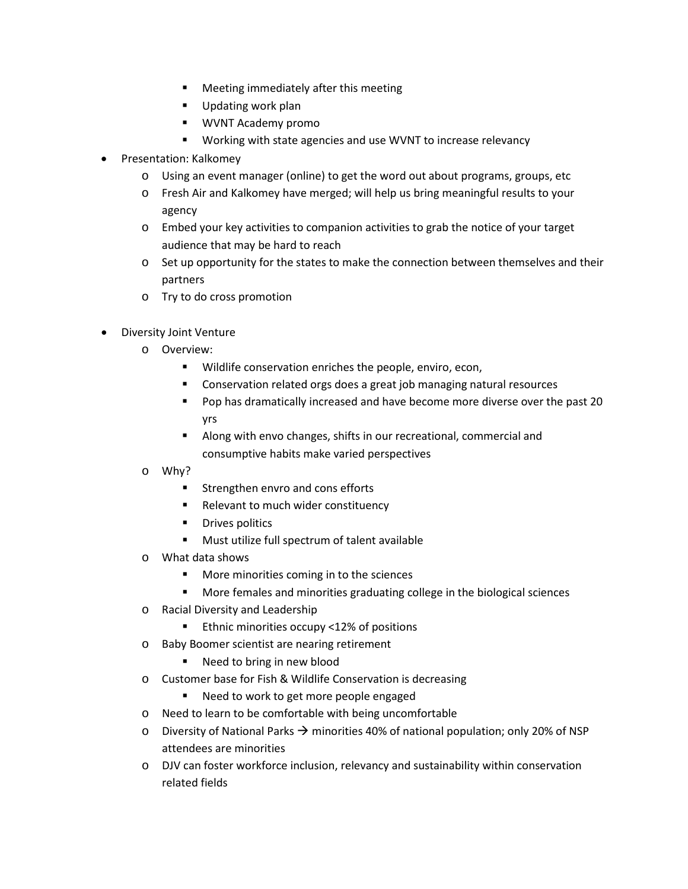- Meeting immediately after this meeting
        - Updating work plan
        - WVNT Academy promo
        - Working with state agencies and use WVNT to increase relevancy
- Presentation: Kalkomey
    - Using an event manager (online) to get the word out about programs, groups, etc
    - Fresh Air and Kalkomey have merged; will help us bring meaningful results to your agency
    - Embed your key activities to companion activities to grab the notice of your target audience that may be hard to reach
    - Set up opportunity for the states to make the connection between themselves and their partners
    - Try to do cross promotion

- Diversity Joint Venture
    - Overview:
        - Wildlife conservation enriches the people, enviro, econ,
        - Conservation related orgs does a great job managing natural resources
        - Pop has dramatically increased and have become more diverse over the past 20 yrs
        - Along with envo changes, shifts in our recreational, commercial and consumptive habits make varied perspectives
    - Why?
        - Strengthen envro and cons efforts
        - Relevant to much wider constituency
        - Drives politics
        - Must utilize full spectrum of talent available
    - What data shows
        - More minorities coming in to the sciences
        - More females and minorities graduating college in the biological sciences
    - Racial Diversity and Leadership
        - Ethnic minorities occupy <12% of positions
    - Baby Boomer scientist are nearing retirement
        - Need to bring in new blood
    - Customer base for Fish & Wildlife Conservation is decreasing
        - Need to work to get more people engaged
    - Need to learn to be comfortable with being uncomfortable
    - Diversity of National Parks → minorities 40% of national population; only 20% of NSP attendees are minorities
    - DJV can foster workforce inclusion, relevancy and sustainability within conservation related fields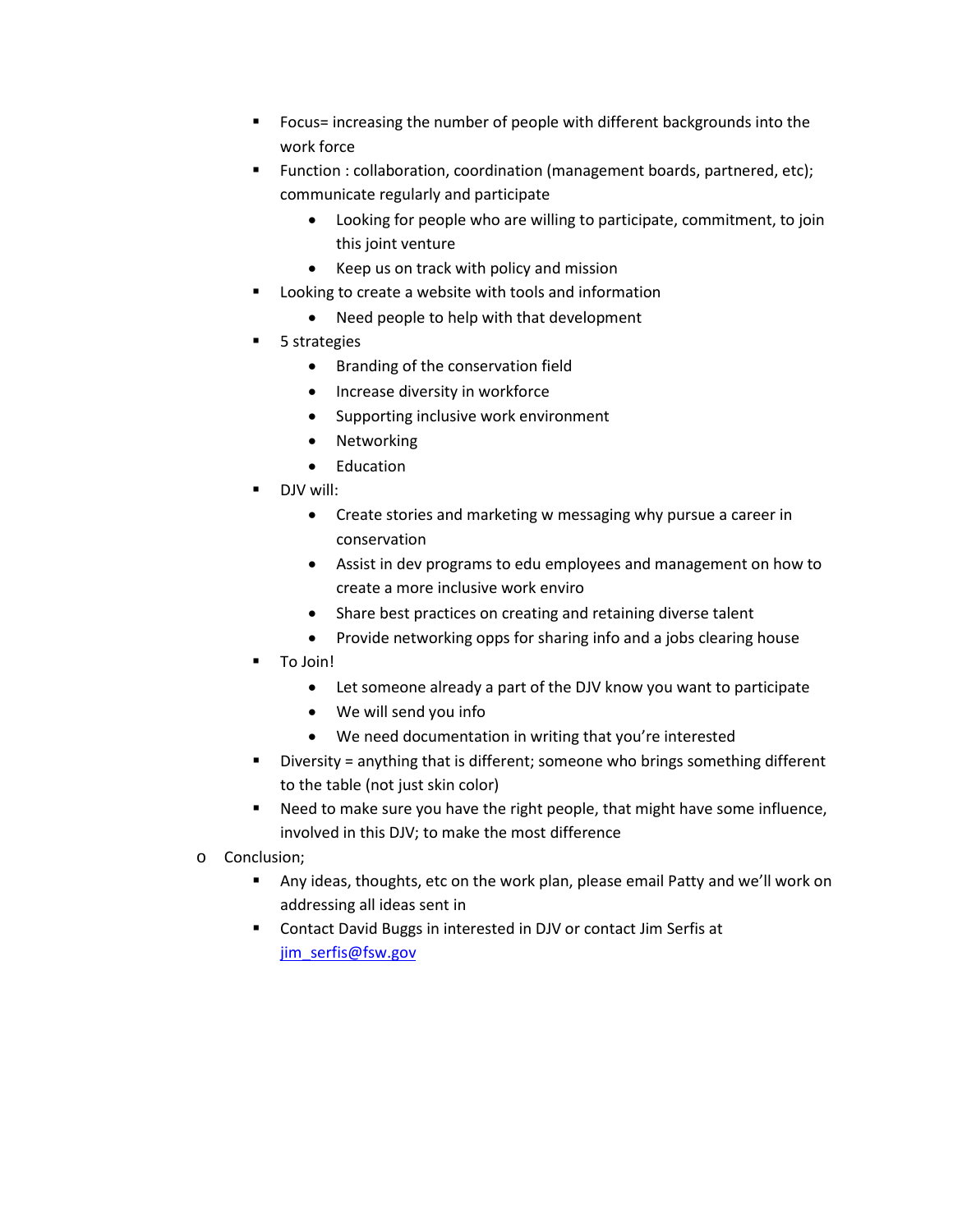- Focus= increasing the number of people with different backgrounds into the work force
- Function : collaboration, coordination (management boards, partnered, etc); communicate regularly and participate
  - Looking for people who are willing to participate, commitment, to join this joint venture
  - Keep us on track with policy and mission
- Looking to create a website with tools and information
  - Need people to help with that development
- 5 strategies
  - Branding of the conservation field
  - Increase diversity in workforce
  - Supporting inclusive work environment
  - Networking
  - Education
- DJV will:
  - Create stories and marketing w messaging why pursue a career in conservation
  - Assist in dev programs to edu employees and management on how to create a more inclusive work enviro
  - Share best practices on creating and retaining diverse talent
  - Provide networking opps for sharing info and a jobs clearing house
- To Join!
  - Let someone already a part of the DJV know you want to participate
  - We will send you info
  - We need documentation in writing that you're interested
- Diversity = anything that is different; someone who brings something different to the table (not just skin color)
- Need to make sure you have the right people, that might have some influence, involved in this DJV; to make the most difference

- Conclusion;
  - Any ideas, thoughts, etc on the work plan, please email Patty and we'll work on addressing all ideas sent in
  - Contact David Buggs in interested in DJV or contact Jim Serfis at jim_serfis@fsw.gov